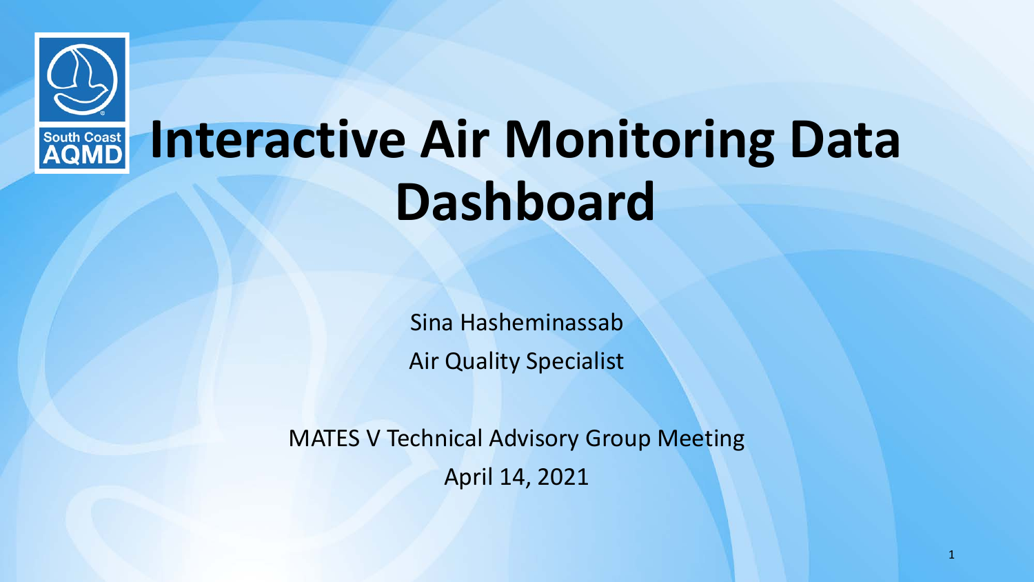# Interactive Air Monitoring Data Dashboard

Sina Hasheminassab

Air Quality Specialist

MATES V Technical Advisory Group Meeting

April 14, 2021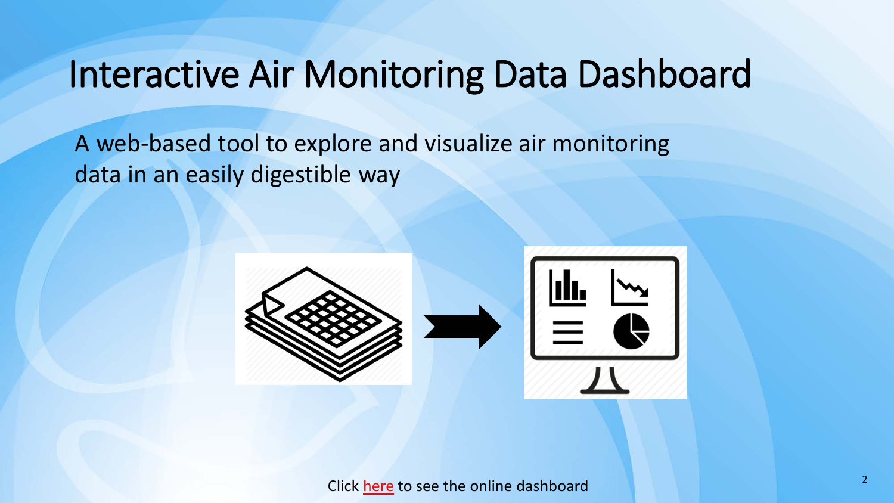# Interactive Air Monitoring Data Dashboard

A web-based tool to explore and visualize air monitoring data in an easily digestible way

Click here to see the online dashboard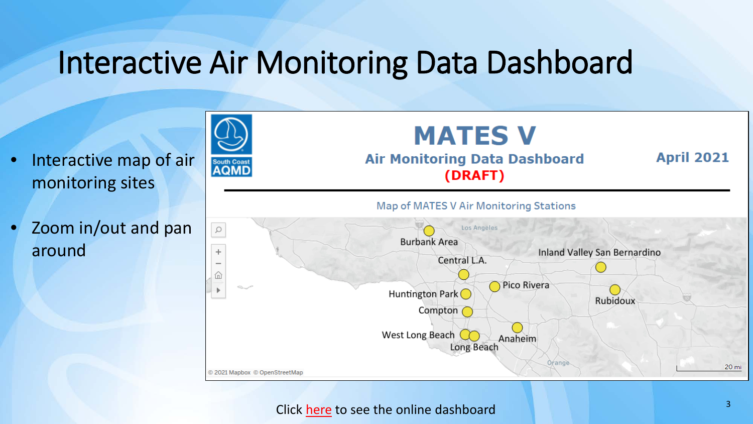# Interactive Air Monitoring Data Dashboard

- Interactive map of air monitoring sites
- Zoom in/out and pan around

**MATES V**

**Air Monitoring Data Dashboard**

**(DRAFT)**

**April 2021**

South Coast AQMD

Map of MATES V Air Monitoring Stations

Los Angeles

Burbank Area

Central L.A.

Inland Valley San Bernardino

Pico Rivera

Huntington Park

Rubidoux

Compton

West Long Beach

Anaheim

Long Beach

Orange

20 mi

© 2021 Mapbox © OpenStreetMap

Click here to see the online dashboard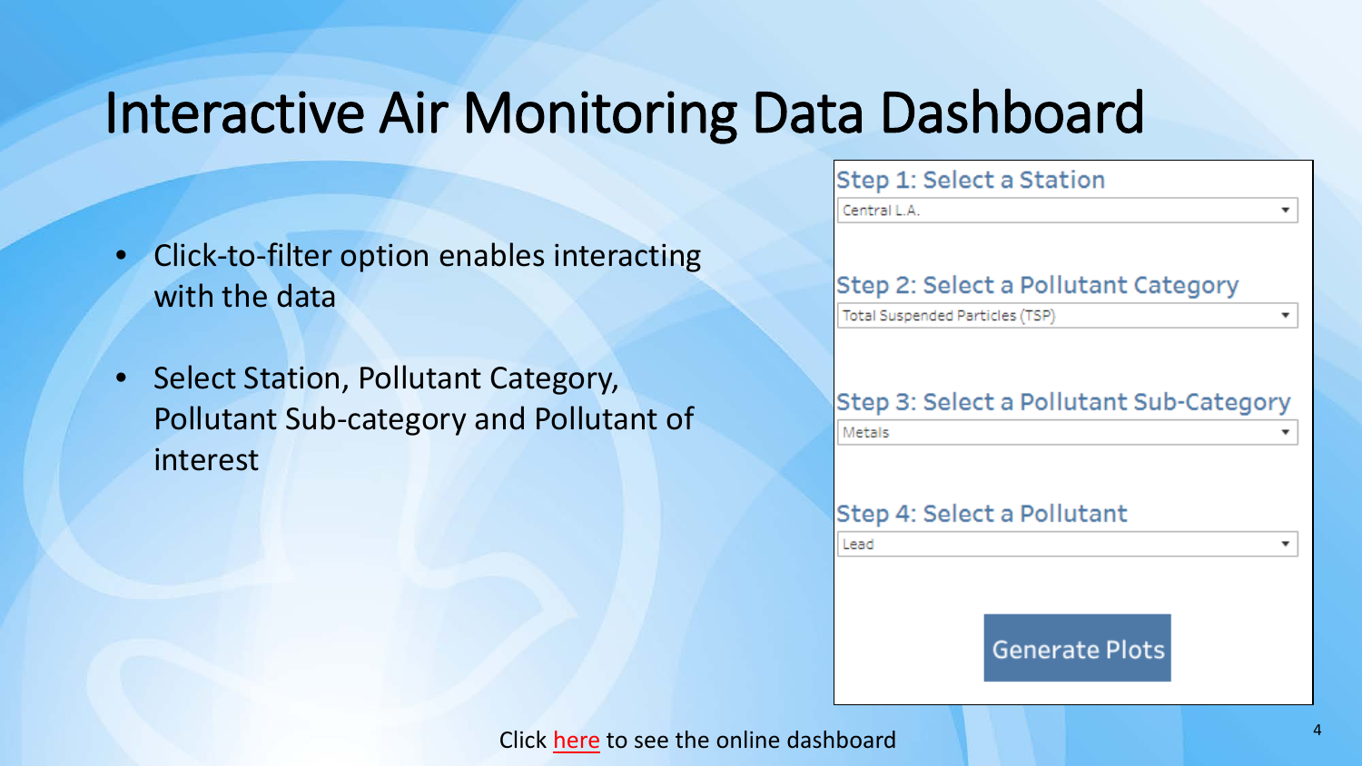# Interactive Air Monitoring Data Dashboard

- Click-to-filter option enables interacting with the data
- Select Station, Pollutant Category, Pollutant Sub-category and Pollutant of interest

**Step 1: Select a Station**

Central L.A.

**Step 2: Select a Pollutant Category**

Total Suspended Particles (TSP)

**Step 3: Select a Pollutant Sub-Category**

Metals

**Step 4: Select a Pollutant**

Lead

Generate Plots

Click here to see the online dashboard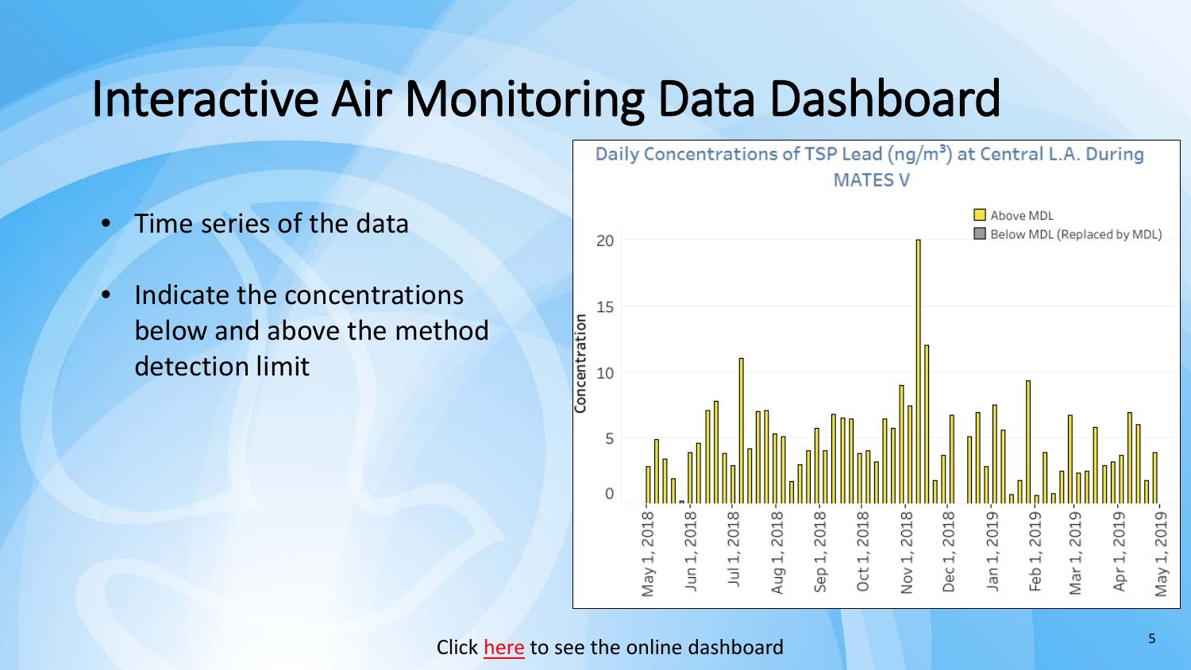# Interactive Air Monitoring Data Dashboard

- Time series of the data
- Indicate the concentrations below and above the method detection limit

Daily Concentrations of TSP Lead (ng/m³) at Central L.A. During MATES V

Click here to see the online dashboard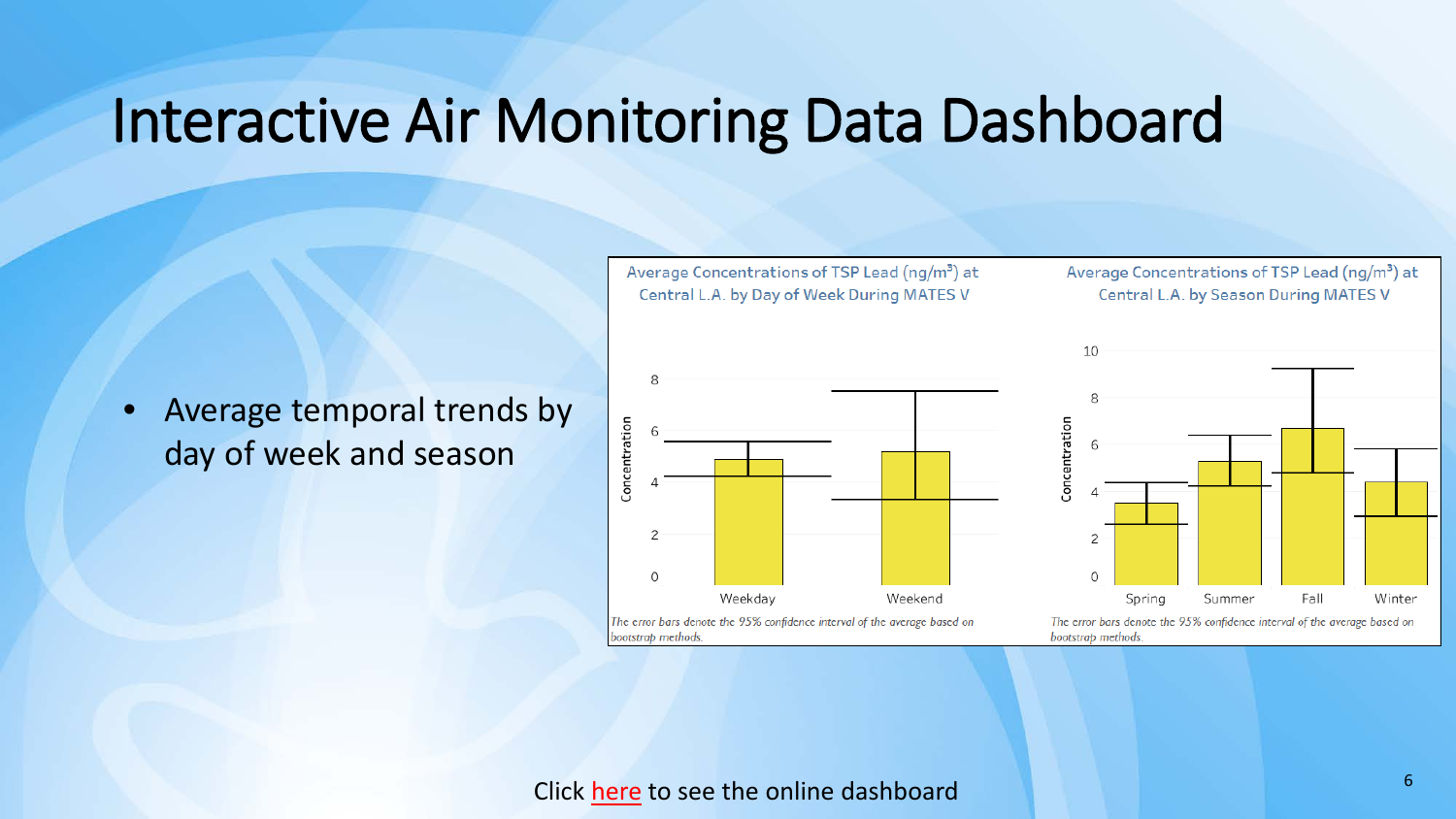# Interactive Air Monitoring Data Dashboard

- Average temporal trends by day of week and season

**Average Concentrations of TSP Lead (ng/m³) at Central L.A. by Day of Week During MATES V**

*The error bars denote the 95% confidence interval of the average based on bootstrap methods.*

**Average Concentrations of TSP Lead (ng/m³) at Central L.A. by Season During MATES V**

*The error bars denote the 95% confidence interval of the average based on bootstrap methods.*

Click here to see the online dashboard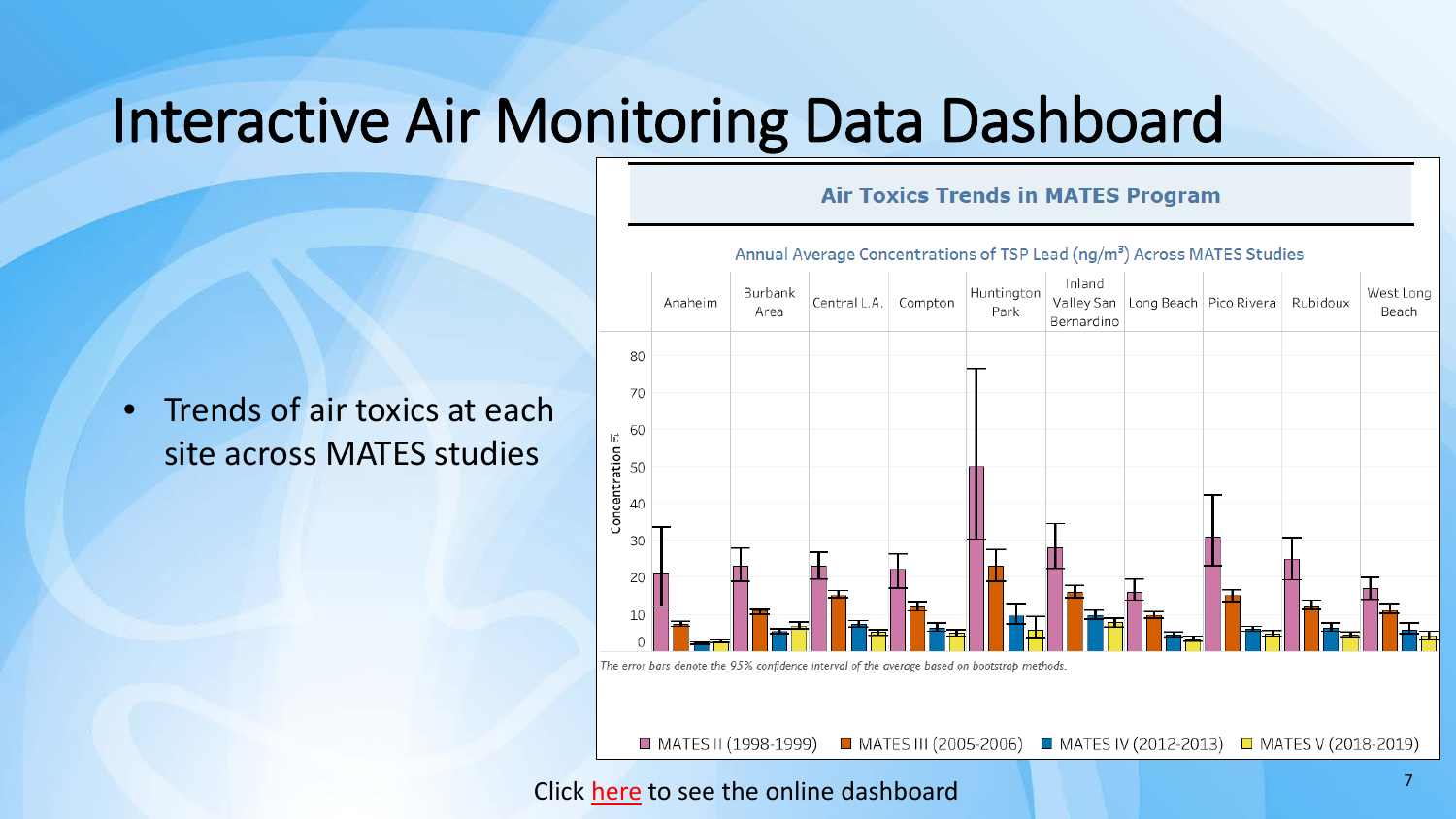# Interactive Air Monitoring Data Dashboard

- Trends of air toxics at each site across MATES studies

**Air Toxics Trends in MATES Program**

Annual Average Concentrations of TSP Lead (ng/m³) Across MATES Studies

Anaheim | Burbank Area | Central L.A. | Compton | Huntington Park | Inland Valley San Bernardino | Long Beach | Pico Rivera | Rubidoux | West Long Beach

*The error bars denote the 95% confidence interval of the average based on bootstrap methods.*

MATES II (1998-1999) | MATES III (2005-2006) | MATES IV (2012-2013) | MATES V (2018-2019)

Click here to see the online dashboard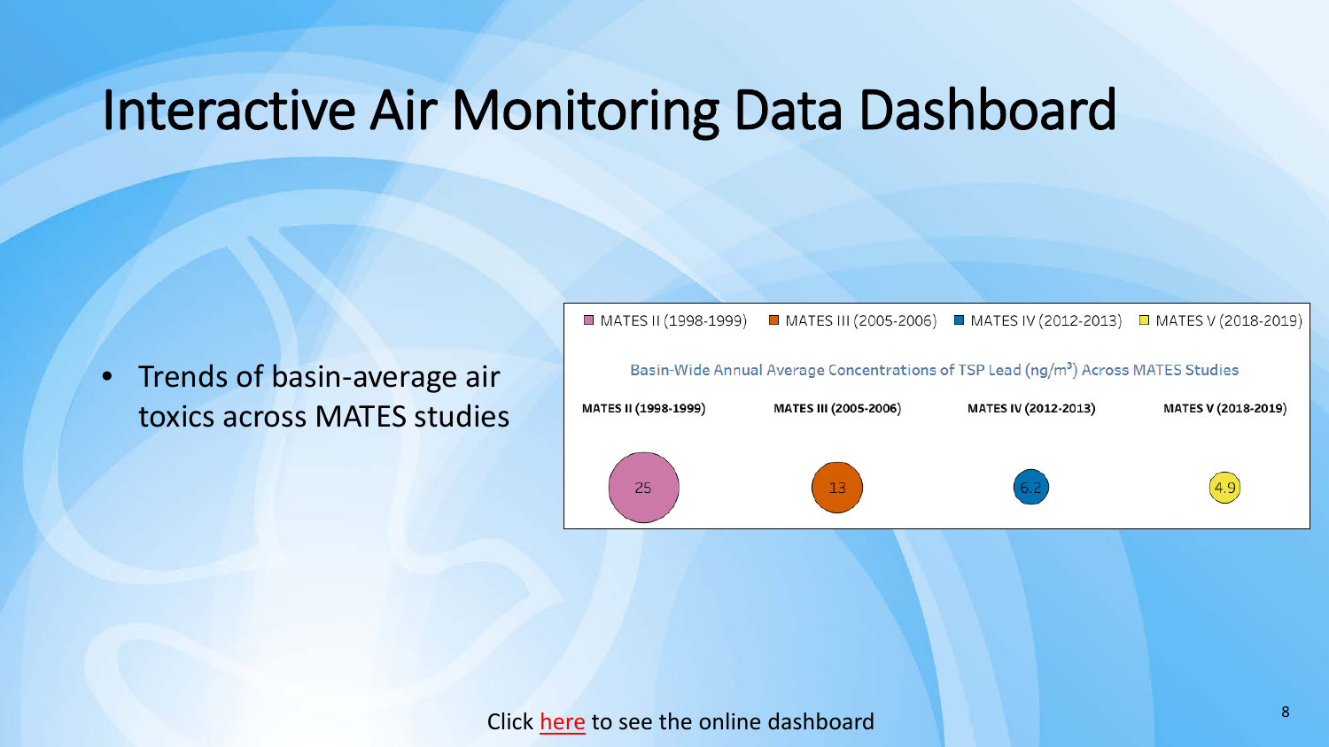# Interactive Air Monitoring Data Dashboard

- Trends of basin-average air toxics across MATES studies

■ MATES II (1998-1999) ■ MATES III (2005-2006) ■ MATES IV (2012-2013) ■ MATES V (2018-2019)

Basin-Wide Annual Average Concentrations of TSP Lead (ng/m$^3$) Across MATES Studies

| MATES II (1998-1999) | MATES III (2005-2006) | MATES IV (2012-2013) | MATES V (2018-2019) |
| --- | --- | --- | --- |
| 25 | 13 | 6.2 | 4.9 |

Click here to see the online dashboard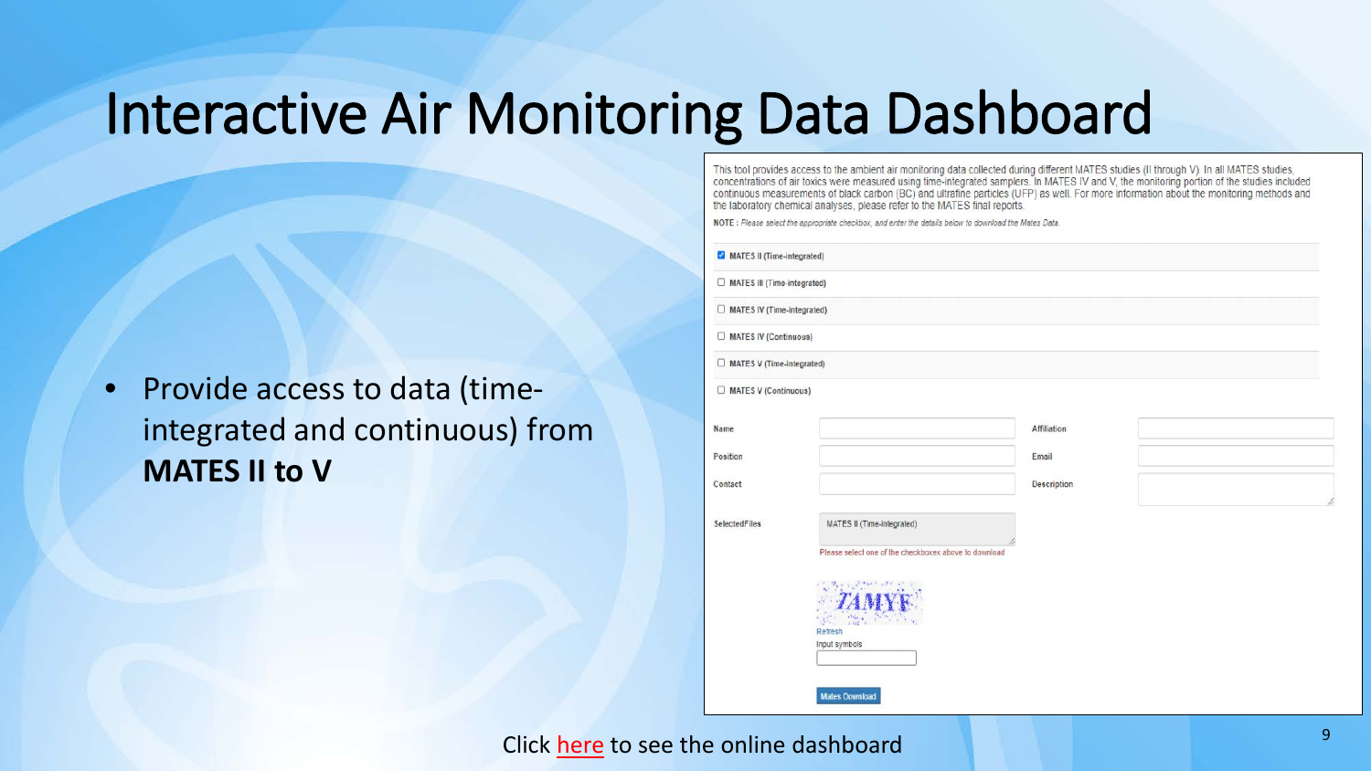# Interactive Air Monitoring Data Dashboard

- Provide access to data (time-integrated and continuous) from **MATES II to V**

This tool provides access to the ambient air monitoring data collected during different MATES studies (II through V). In all MATES studies, concentrations of air toxics were measured using time-integrated samplers. In MATES IV and V, the monitoring portion of the studies included continuous measurements of black carbon (BC) and ultrafine particles (UFP) as well. For more information about the monitoring methods and the laboratory chemical analyses, please refer to the MATES final reports.

**NOTE :** *Please select the appropriate checkbox, and enter the details below to download the Mates Data.*

- [x] MATES II (Time-integrated)
- [ ] MATES III (Time-integrated)
- [ ] MATES IV (Time-integrated)
- [ ] MATES IV (Continuous)
- [ ] MATES V (Time-integrated)
- [ ] MATES V (Continuous)

| | | | |
|---|---|---|---|
| Name | | Affiliation | |
| Position | | Email | |
| Contact | | Description | |
| SelectedFiles | MATES II (Time-integrated) | | |

Please select one of the checkbox above to download

Z4MYF

Refresh

Input symbols

Mates Download

Click here to see the online dashboard